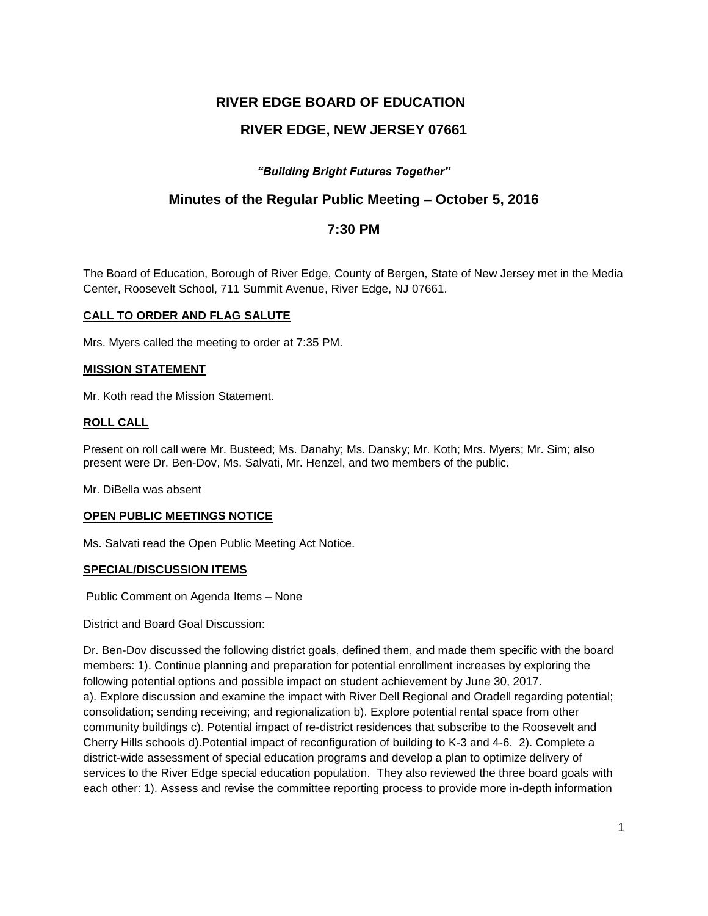# RIVER EDGE BOARD OF EDUCATION

## RIVER EDGE, NEW JERSEY 07661

***"Building Bright Futures Together"***

## Minutes of the Regular Public Meeting – October 5, 2016

## 7:30 PM

The Board of Education, Borough of River Edge, County of Bergen, State of New Jersey met in the Media Center, Roosevelt School, 711 Summit Avenue, River Edge, NJ 07661.

**CALL TO ORDER AND FLAG SALUTE**

Mrs. Myers called the meeting to order at 7:35 PM.

**MISSION STATEMENT**

Mr. Koth read the Mission Statement.

**ROLL CALL**

Present on roll call were Mr. Busteed; Ms. Danahy; Ms. Dansky; Mr. Koth; Mrs. Myers; Mr. Sim; also present were Dr. Ben-Dov, Ms. Salvati, Mr. Henzel, and two members of the public.

Mr. DiBella was absent

**OPEN PUBLIC MEETINGS NOTICE**

Ms. Salvati read the Open Public Meeting Act Notice.

**SPECIAL/DISCUSSION ITEMS**

Public Comment on Agenda Items – None

District and Board Goal Discussion:

Dr. Ben-Dov discussed the following district goals, defined them, and made them specific with the board members: 1). Continue planning and preparation for potential enrollment increases by exploring the following potential options and possible impact on student achievement by June 30, 2017.
a). Explore discussion and examine the impact with River Dell Regional and Oradell regarding potential; consolidation; sending receiving; and regionalization b). Explore potential rental space from other community buildings c). Potential impact of re-district residences that subscribe to the Roosevelt and Cherry Hills schools d).Potential impact of reconfiguration of building to K-3 and 4-6. 2). Complete a district-wide assessment of special education programs and develop a plan to optimize delivery of services to the River Edge special education population. They also reviewed the three board goals with each other: 1). Assess and revise the committee reporting process to provide more in-depth information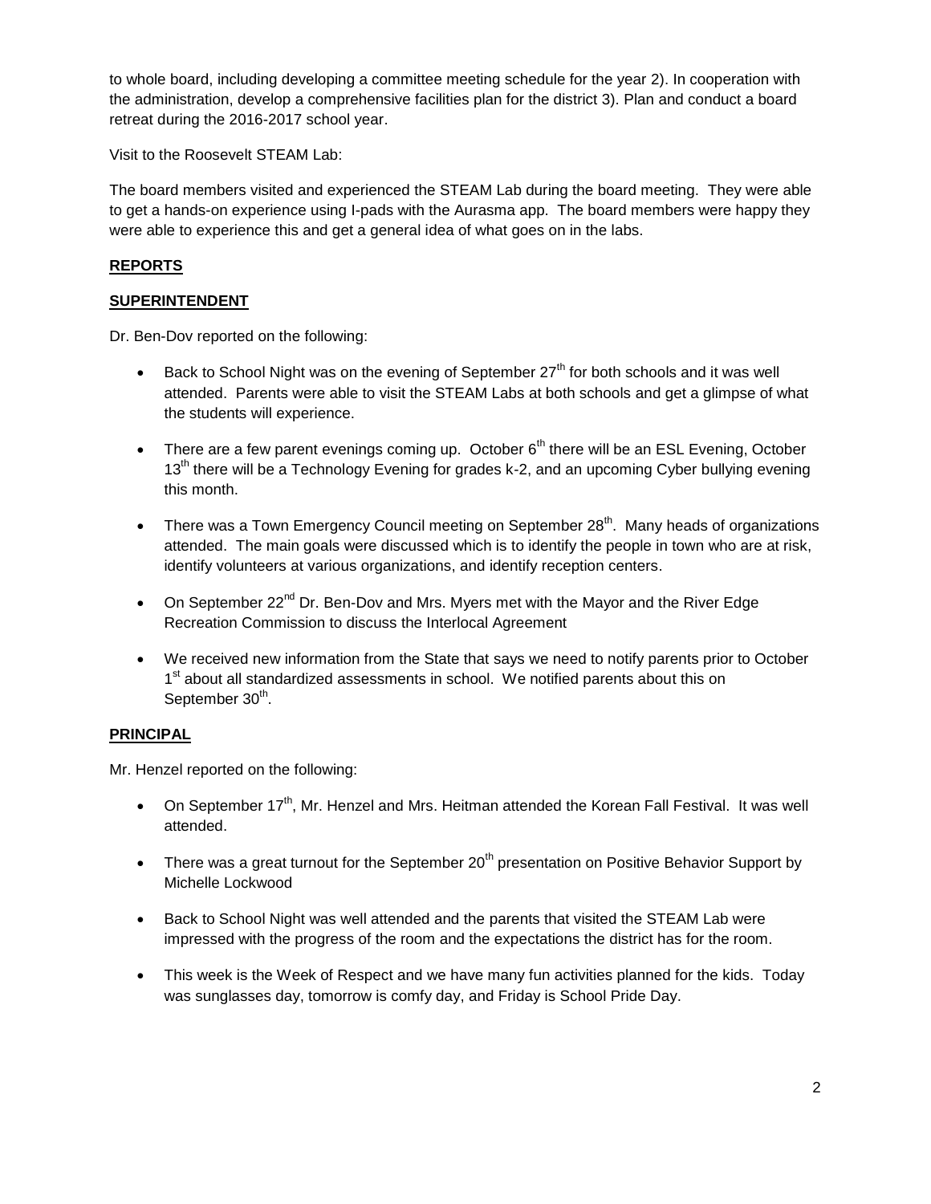to whole board, including developing a committee meeting schedule for the year 2). In cooperation with the administration, develop a comprehensive facilities plan for the district 3). Plan and conduct a board retreat during the 2016-2017 school year.

Visit to the Roosevelt STEAM Lab:

The board members visited and experienced the STEAM Lab during the board meeting. They were able to get a hands-on experience using I-pads with the Aurasma app. The board members were happy they were able to experience this and get a general idea of what goes on in the labs.

**REPORTS**

**SUPERINTENDENT**

Dr. Ben-Dov reported on the following:

- Back to School Night was on the evening of September 27th for both schools and it was well attended. Parents were able to visit the STEAM Labs at both schools and get a glimpse of what the students will experience.
- There are a few parent evenings coming up. October 6th there will be an ESL Evening, October 13th there will be a Technology Evening for grades k-2, and an upcoming Cyber bullying evening this month.
- There was a Town Emergency Council meeting on September 28th. Many heads of organizations attended. The main goals were discussed which is to identify the people in town who are at risk, identify volunteers at various organizations, and identify reception centers.
- On September 22nd Dr. Ben-Dov and Mrs. Myers met with the Mayor and the River Edge Recreation Commission to discuss the Interlocal Agreement
- We received new information from the State that says we need to notify parents prior to October 1st about all standardized assessments in school. We notified parents about this on September 30th.

**PRINCIPAL**

Mr. Henzel reported on the following:

- On September 17th, Mr. Henzel and Mrs. Heitman attended the Korean Fall Festival. It was well attended.
- There was a great turnout for the September 20th presentation on Positive Behavior Support by Michelle Lockwood
- Back to School Night was well attended and the parents that visited the STEAM Lab were impressed with the progress of the room and the expectations the district has for the room.
- This week is the Week of Respect and we have many fun activities planned for the kids. Today was sunglasses day, tomorrow is comfy day, and Friday is School Pride Day.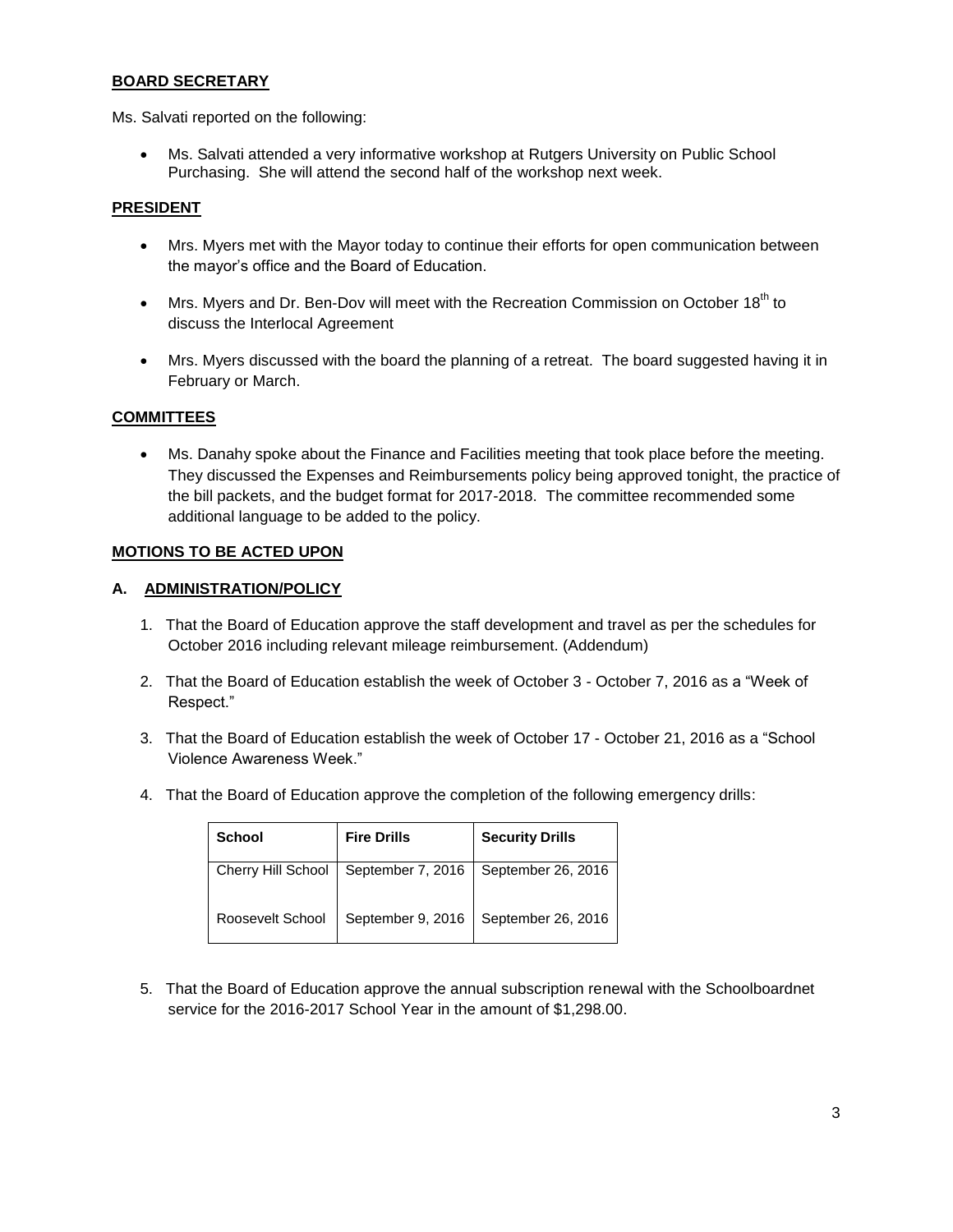## BOARD SECRETARY

Ms. Salvati reported on the following:

- Ms. Salvati attended a very informative workshop at Rutgers University on Public School Purchasing. She will attend the second half of the workshop next week.

## PRESIDENT

- Mrs. Myers met with the Mayor today to continue their efforts for open communication between the mayor's office and the Board of Education.
- Mrs. Myers and Dr. Ben-Dov will meet with the Recreation Commission on October 18th to discuss the Interlocal Agreement
- Mrs. Myers discussed with the board the planning of a retreat. The board suggested having it in February or March.

## COMMITTEES

- Ms. Danahy spoke about the Finance and Facilities meeting that took place before the meeting. They discussed the Expenses and Reimbursements policy being approved tonight, the practice of the bill packets, and the budget format for 2017-2018. The committee recommended some additional language to be added to the policy.

## MOTIONS TO BE ACTED UPON

### A. ADMINISTRATION/POLICY

1. That the Board of Education approve the staff development and travel as per the schedules for October 2016 including relevant mileage reimbursement. (Addendum)
2. That the Board of Education establish the week of October 3 - October 7, 2016 as a "Week of Respect."
3. That the Board of Education establish the week of October 17 - October 21, 2016 as a "School Violence Awareness Week."
4. That the Board of Education approve the completion of the following emergency drills:

| School | Fire Drills | Security Drills |
|---|---|---|
| Cherry Hill School | September 7, 2016 | September 26, 2016 |
| Roosevelt School | September 9, 2016 | September 26, 2016 |

5. That the Board of Education approve the annual subscription renewal with the Schoolboardnet service for the 2016-2017 School Year in the amount of $1,298.00.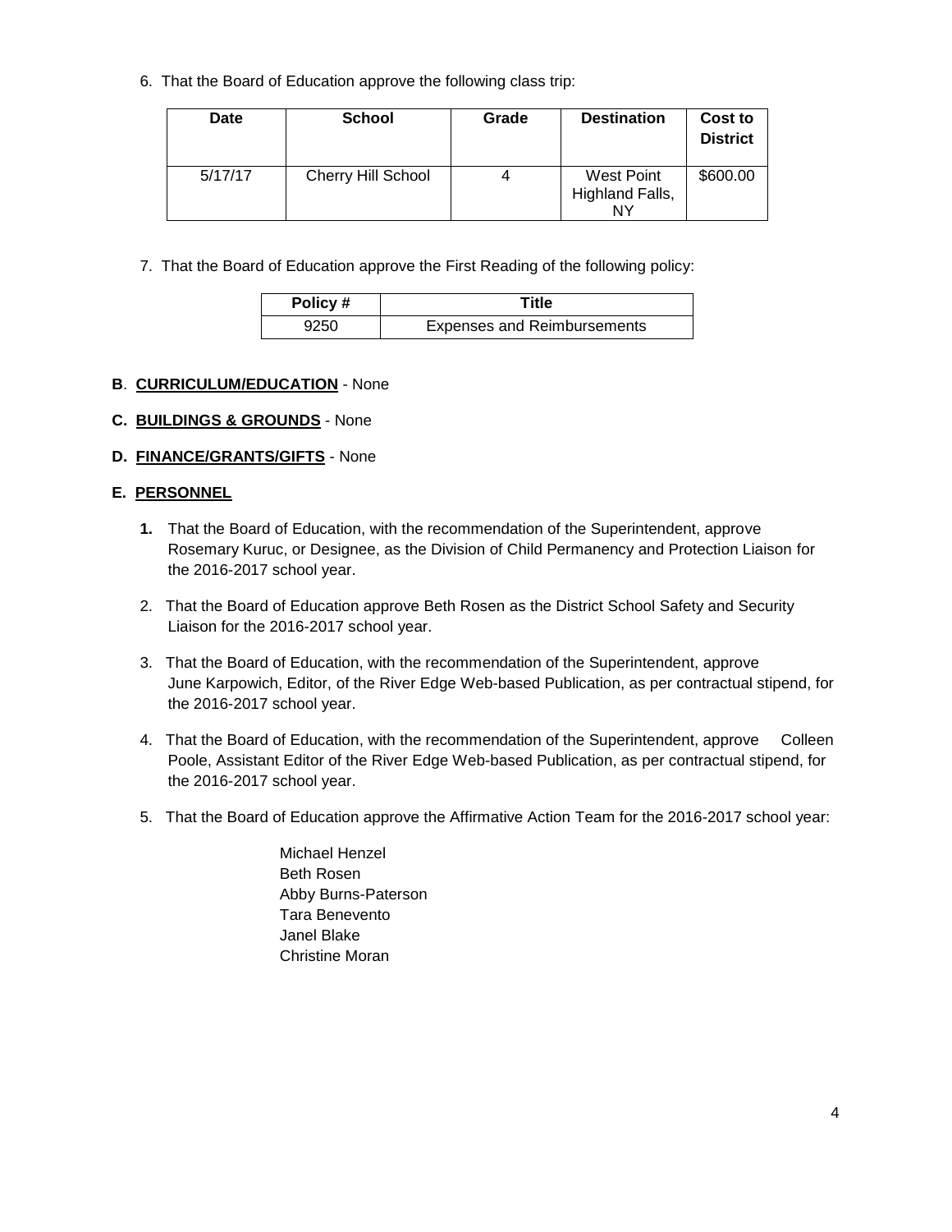6. That the Board of Education approve the following class trip:

| Date | School | Grade | Destination | Cost to District |
|---|---|---|---|---|
| 5/17/17 | Cherry Hill School | 4 | West Point Highland Falls, NY | $600.00 |

7. That the Board of Education approve the First Reading of the following policy:

| Policy # | Title |
|---|---|
| 9250 | Expenses and Reimbursements |

**B**. **CURRICULUM/EDUCATION** - None

**C. BUILDINGS & GROUNDS** - None

**D. FINANCE/GRANTS/GIFTS** - None

**E. PERSONNEL**

**1.** That the Board of Education, with the recommendation of the Superintendent, approve Rosemary Kuruc, or Designee, as the Division of Child Permanency and Protection Liaison for the 2016-2017 school year.

2. That the Board of Education approve Beth Rosen as the District School Safety and Security Liaison for the 2016-2017 school year.

3. That the Board of Education, with the recommendation of the Superintendent, approve June Karpowich, Editor, of the River Edge Web-based Publication, as per contractual stipend, for the 2016-2017 school year.

4. That the Board of Education, with the recommendation of the Superintendent, approve Colleen Poole, Assistant Editor of the River Edge Web-based Publication, as per contractual stipend, for the 2016-2017 school year.

5. That the Board of Education approve the Affirmative Action Team for the 2016-2017 school year:

Michael Henzel
Beth Rosen
Abby Burns-Paterson
Tara Benevento
Janel Blake
Christine Moran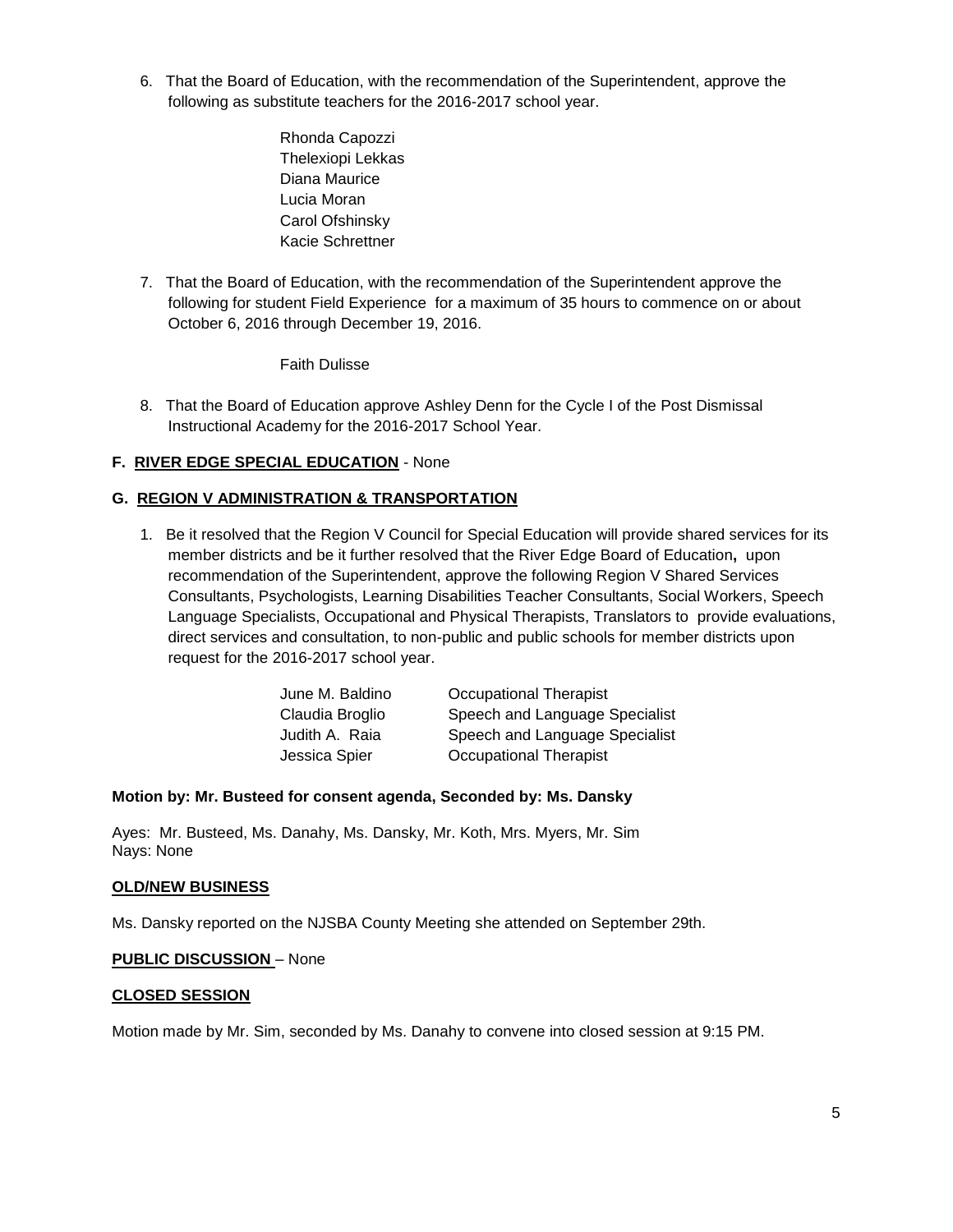6. That the Board of Education, with the recommendation of the Superintendent, approve the following as substitute teachers for the 2016-2017 school year.

   Rhonda Capozzi
   Thelexiopi Lekkas
   Diana Maurice
   Lucia Moran
   Carol Ofshinsky
   Kacie Schrettner

7. That the Board of Education, with the recommendation of the Superintendent approve the following for student Field Experience for a maximum of 35 hours to commence on or about October 6, 2016 through December 19, 2016.

   Faith Dulisse

8. That the Board of Education approve Ashley Denn for the Cycle I of the Post Dismissal Instructional Academy for the 2016-2017 School Year.

**F. RIVER EDGE SPECIAL EDUCATION** - None

**G. REGION V ADMINISTRATION & TRANSPORTATION**

1. Be it resolved that the Region V Council for Special Education will provide shared services for its member districts and be it further resolved that the River Edge Board of Education**,** upon recommendation of the Superintendent, approve the following Region V Shared Services Consultants, Psychologists, Learning Disabilities Teacher Consultants, Social Workers, Speech Language Specialists, Occupational and Physical Therapists, Translators to provide evaluations, direct services and consultation, to non-public and public schools for member districts upon request for the 2016-2017 school year.

| | |
|---|---|
| June M. Baldino | Occupational Therapist |
| Claudia Broglio | Speech and Language Specialist |
| Judith A. Raia | Speech and Language Specialist |
| Jessica Spier | Occupational Therapist |

**Motion by: Mr. Busteed for consent agenda, Seconded by: Ms. Dansky**

Ayes: Mr. Busteed, Ms. Danahy, Ms. Dansky, Mr. Koth, Mrs. Myers, Mr. Sim
Nays: None

**OLD/NEW BUSINESS**

Ms. Dansky reported on the NJSBA County Meeting she attended on September 29th.

**PUBLIC DISCUSSION** – None

**CLOSED SESSION**

Motion made by Mr. Sim, seconded by Ms. Danahy to convene into closed session at 9:15 PM.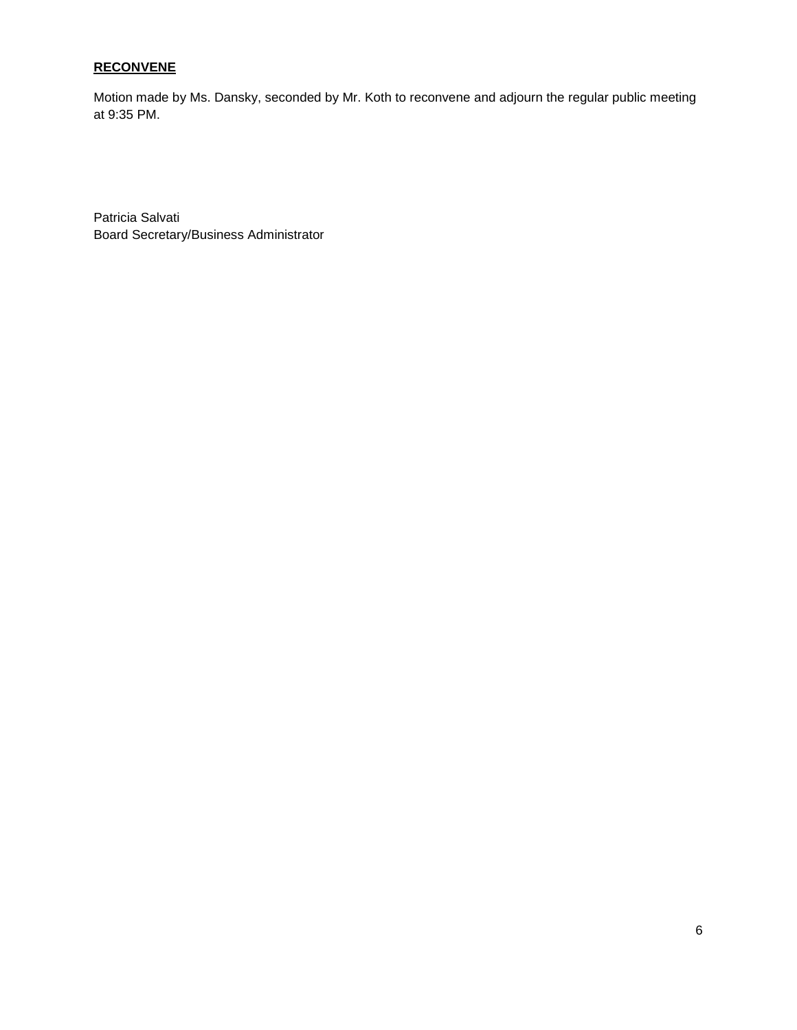**RECONVENE**

Motion made by Ms. Dansky, seconded by Mr. Koth to reconvene and adjourn the regular public meeting at 9:35 PM.

Patricia Salvati
Board Secretary/Business Administrator